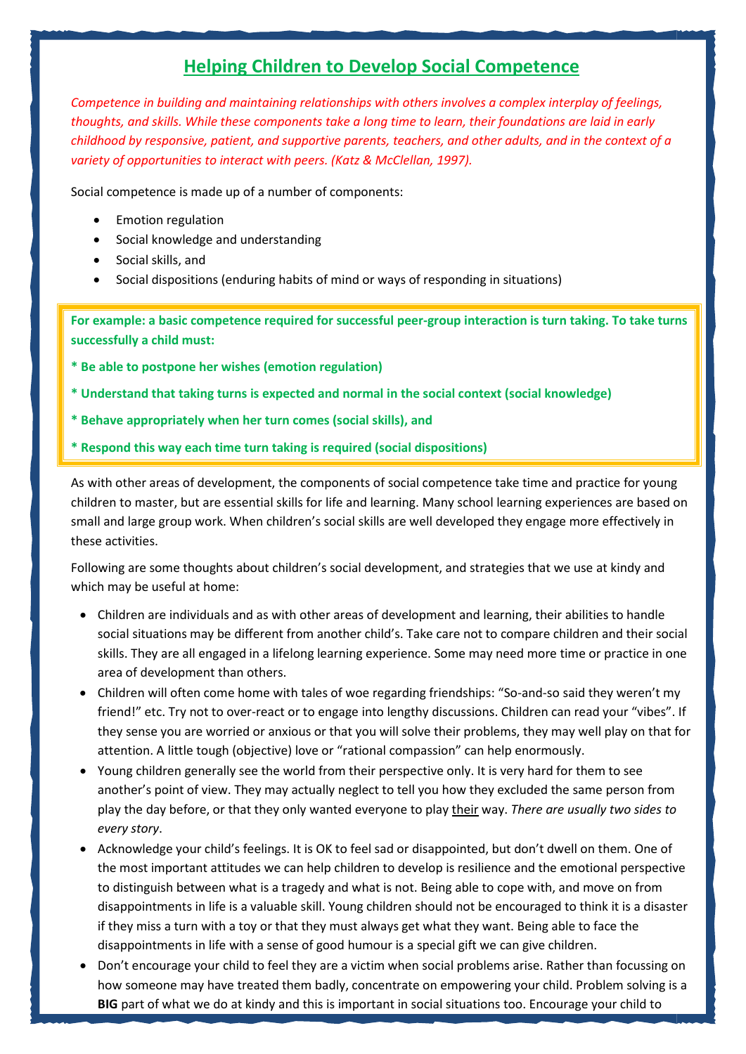# Helping Children to Develop Social Competence

*Competence in building and maintaining relationships with others involves a complex interplay of feelings, thoughts, and skills. While these components take a long time to learn, their foundations are laid in early childhood by responsive, patient, and supportive parents, teachers, and other adults, and in the context of a variety of opportunities to interact with peers. (Katz & McClellan, 1997).*

Social competence is made up of a number of components:

- Emotion regulation
- Social knowledge and understanding
- Social skills, and
- Social dispositions (enduring habits of mind or ways of responding in situations)

**For example: a basic competence required for successful peer-group interaction is turn taking. To take turns successfully a child must:**

**\* Be able to postpone her wishes (emotion regulation)**

**\* Understand that taking turns is expected and normal in the social context (social knowledge)**

**\* Behave appropriately when her turn comes (social skills), and**

**\* Respond this way each time turn taking is required (social dispositions)**

As with other areas of development, the components of social competence take time and practice for young children to master, but are essential skills for life and learning. Many school learning experiences are based on small and large group work. When children's social skills are well developed they engage more effectively in these activities.

Following are some thoughts about children's social development, and strategies that we use at kindy and which may be useful at home:

- Children are individuals and as with other areas of development and learning, their abilities to handle social situations may be different from another child's. Take care not to compare children and their social skills. They are all engaged in a lifelong learning experience. Some may need more time or practice in one area of development than others.
- Children will often come home with tales of woe regarding friendships: "So-and-so said they weren't my friend!" etc. Try not to over-react or to engage into lengthy discussions. Children can read your "vibes". If they sense you are worried or anxious or that you will solve their problems, they may well play on that for attention. A little tough (objective) love or "rational compassion" can help enormously.
- Young children generally see the world from their perspective only. It is very hard for them to see another's point of view. They may actually neglect to tell you how they excluded the same person from play the day before, or that they only wanted everyone to play <u>their</u> way. *There are usually two sides to every story*.
- Acknowledge your child's feelings. It is OK to feel sad or disappointed, but don't dwell on them. One of the most important attitudes we can help children to develop is resilience and the emotional perspective to distinguish between what is a tragedy and what is not. Being able to cope with, and move on from disappointments in life is a valuable skill. Young children should not be encouraged to think it is a disaster if they miss a turn with a toy or that they must always get what they want. Being able to face the disappointments in life with a sense of good humour is a special gift we can give children.
- Don't encourage your child to feel they are a victim when social problems arise. Rather than focussing on how someone may have treated them badly, concentrate on empowering your child. Problem solving is a **BIG** part of what we do at kindy and this is important in social situations too. Encourage your child to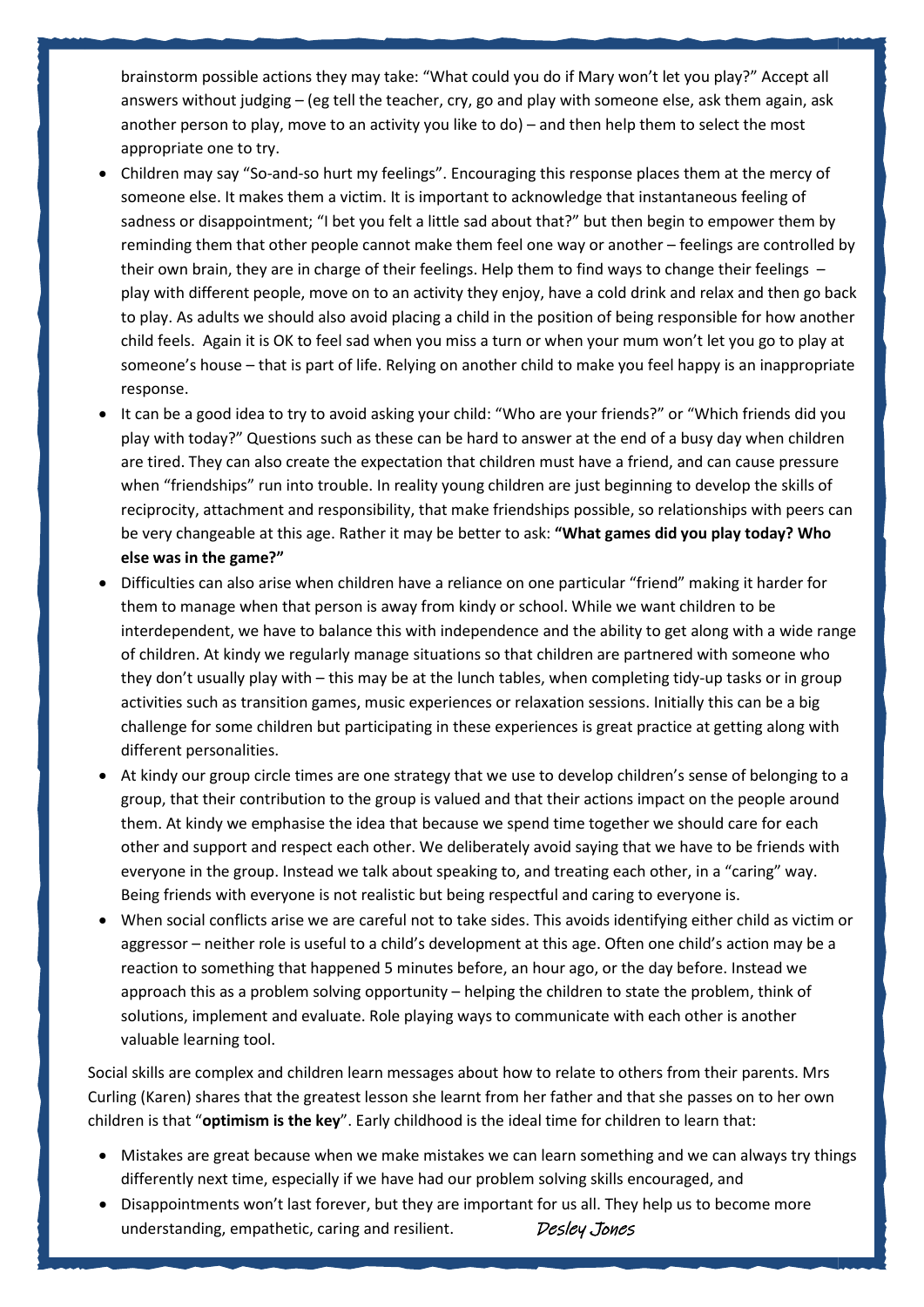brainstorm possible actions they may take: "What could you do if Mary won't let you play?" Accept all answers without judging – (eg tell the teacher, cry, go and play with someone else, ask them again, ask another person to play, move to an activity you like to do) – and then help them to select the most appropriate one to try.

- Children may say "So-and-so hurt my feelings". Encouraging this response places them at the mercy of someone else. It makes them a victim. It is important to acknowledge that instantaneous feeling of sadness or disappointment; "I bet you felt a little sad about that?" but then begin to empower them by reminding them that other people cannot make them feel one way or another – feelings are controlled by their own brain, they are in charge of their feelings. Help them to find ways to change their feelings – play with different people, move on to an activity they enjoy, have a cold drink and relax and then go back to play. As adults we should also avoid placing a child in the position of being responsible for how another child feels. Again it is OK to feel sad when you miss a turn or when your mum won't let you go to play at someone's house – that is part of life. Relying on another child to make you feel happy is an inappropriate response.
- It can be a good idea to try to avoid asking your child: "Who are your friends?" or "Which friends did you play with today?" Questions such as these can be hard to answer at the end of a busy day when children are tired. They can also create the expectation that children must have a friend, and can cause pressure when "friendships" run into trouble. In reality young children are just beginning to develop the skills of reciprocity, attachment and responsibility, that make friendships possible, so relationships with peers can be very changeable at this age. Rather it may be better to ask: **"What games did you play today? Who else was in the game?"**
- Difficulties can also arise when children have a reliance on one particular "friend" making it harder for them to manage when that person is away from kindy or school. While we want children to be interdependent, we have to balance this with independence and the ability to get along with a wide range of children. At kindy we regularly manage situations so that children are partnered with someone who they don't usually play with – this may be at the lunch tables, when completing tidy-up tasks or in group activities such as transition games, music experiences or relaxation sessions. Initially this can be a big challenge for some children but participating in these experiences is great practice at getting along with different personalities.
- At kindy our group circle times are one strategy that we use to develop children's sense of belonging to a group, that their contribution to the group is valued and that their actions impact on the people around them. At kindy we emphasise the idea that because we spend time together we should care for each other and support and respect each other. We deliberately avoid saying that we have to be friends with everyone in the group. Instead we talk about speaking to, and treating each other, in a "caring" way. Being friends with everyone is not realistic but being respectful and caring to everyone is.
- When social conflicts arise we are careful not to take sides. This avoids identifying either child as victim or aggressor – neither role is useful to a child's development at this age. Often one child's action may be a reaction to something that happened 5 minutes before, an hour ago, or the day before. Instead we approach this as a problem solving opportunity – helping the children to state the problem, think of solutions, implement and evaluate. Role playing ways to communicate with each other is another valuable learning tool.

Social skills are complex and children learn messages about how to relate to others from their parents. Mrs Curling (Karen) shares that the greatest lesson she learnt from her father and that she passes on to her own children is that "**optimism is the key**". Early childhood is the ideal time for children to learn that:

- Mistakes are great because when we make mistakes we can learn something and we can always try things differently next time, especially if we have had our problem solving skills encouraged, and
- Disappointments won't last forever, but they are important for us all. They help us to become more understanding, empathetic, caring and resilient.

*Desley Jones*